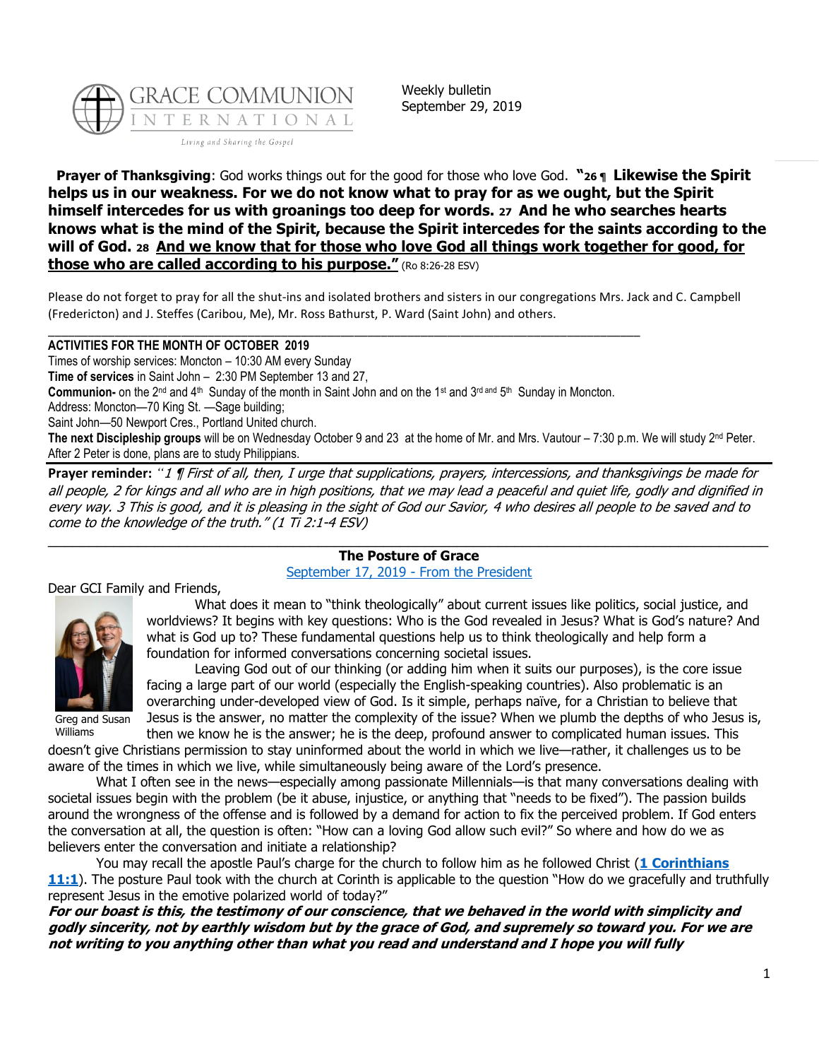GRACE COMMUNION INTERNATIONAL

Living and Sharing the Gospel

Weekly bulletin
September 29, 2019

**Prayer of Thanksgiving**: God works things out for the good for those who love God. **"26 ¶ Likewise the Spirit helps us in our weakness. For we do not know what to pray for as we ought, but the Spirit himself intercedes for us with groanings too deep for words. 27 And he who searches hearts knows what is the mind of the Spirit, because the Spirit intercedes for the saints according to the will of God. 28 And we know that for those who love God all things work together for good, for those who are called according to his purpose."** (Ro 8:26-28 ESV)

Please do not forget to pray for all the shut-ins and isolated brothers and sisters in our congregations Mrs. Jack and C. Campbell (Fredericton) and J. Steffes (Caribou, Me), Mr. Ross Bathurst, P. Ward (Saint John) and others.

---

**ACTIVITIES FOR THE MONTH OF OCTOBER 2019**

Times of worship services: Moncton – 10:30 AM every Sunday

**Time of services** in Saint John – 2:30 PM September 13 and 27,

**Communion-** on the 2nd and 4th Sunday of the month in Saint John and on the 1st and 3rd and 5th Sunday in Moncton.

Address: Moncton—70 King St. —Sage building;

Saint John—50 Newport Cres., Portland United church.

**The next Discipleship groups** will be on Wednesday October 9 and 23 at the home of Mr. and Mrs. Vautour – 7:30 p.m. We will study 2nd Peter. After 2 Peter is done, plans are to study Philippians.

**Prayer reminder:** *"1 ¶ First of all, then, I urge that supplications, prayers, intercessions, and thanksgivings be made for all people, 2 for kings and all who are in high positions, that we may lead a peaceful and quiet life, godly and dignified in every way. 3 This is good, and it is pleasing in the sight of God our Savior, 4 who desires all people to be saved and to come to the knowledge of the truth." (1 Ti 2:1-4 ESV)*

---

## The Posture of Grace

September 17, 2019 - From the President

Dear GCI Family and Friends,

Greg and Susan Williams

What does it mean to "think theologically" about current issues like politics, social justice, and worldviews? It begins with key questions: Who is the God revealed in Jesus? What is God's nature? And what is God up to? These fundamental questions help us to think theologically and help form a foundation for informed conversations concerning societal issues.

Leaving God out of our thinking (or adding him when it suits our purposes), is the core issue facing a large part of our world (especially the English-speaking countries). Also problematic is an overarching under-developed view of God. Is it simple, perhaps naïve, for a Christian to believe that Jesus is the answer, no matter the complexity of the issue? When we plumb the depths of who Jesus is, then we know he is the answer; he is the deep, profound answer to complicated human issues. This doesn't give Christians permission to stay uninformed about the world in which we live—rather, it challenges us to be aware of the times in which we live, while simultaneously being aware of the Lord's presence.

What I often see in the news—especially among passionate Millennials—is that many conversations dealing with societal issues begin with the problem (be it abuse, injustice, or anything that "needs to be fixed"). The passion builds around the wrongness of the offense and is followed by a demand for action to fix the perceived problem. If God enters the conversation at all, the question is often: "How can a loving God allow such evil?" So where and how do we as believers enter the conversation and initiate a relationship?

You may recall the apostle Paul's charge for the church to follow him as he followed Christ (**1 Corinthians 11:1**). The posture Paul took with the church at Corinth is applicable to the question "How do we gracefully and truthfully represent Jesus in the emotive polarized world of today?"

***For our boast is this, the testimony of our conscience, that we behaved in the world with simplicity and godly sincerity, not by earthly wisdom but by the grace of God, and supremely so toward you. For we are not writing to you anything other than what you read and understand and I hope you will fully***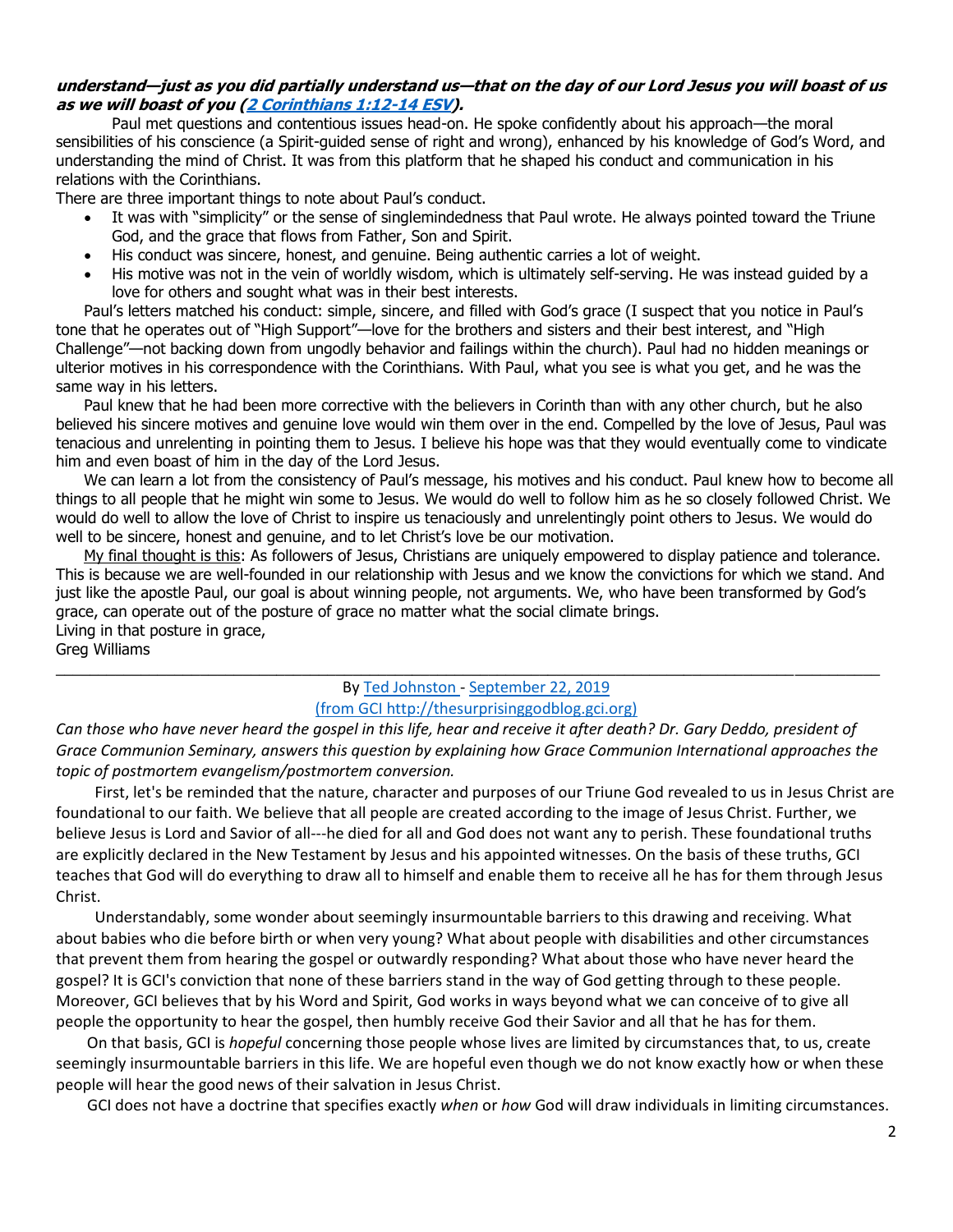***understand—just as you did partially understand us—that on the day of our Lord Jesus you will boast of us as we will boast of you ([2 Corinthians 1:12-14 ESV](#)).***

Paul met questions and contentious issues head-on. He spoke confidently about his approach—the moral sensibilities of his conscience (a Spirit-guided sense of right and wrong), enhanced by his knowledge of God's Word, and understanding the mind of Christ. It was from this platform that he shaped his conduct and communication in his relations with the Corinthians.

There are three important things to note about Paul's conduct.

- It was with "simplicity" or the sense of singlemindedness that Paul wrote. He always pointed toward the Triune God, and the grace that flows from Father, Son and Spirit.
- His conduct was sincere, honest, and genuine. Being authentic carries a lot of weight.
- His motive was not in the vein of worldly wisdom, which is ultimately self-serving. He was instead guided by a love for others and sought what was in their best interests.

Paul's letters matched his conduct: simple, sincere, and filled with God's grace (I suspect that you notice in Paul's tone that he operates out of "High Support"—love for the brothers and sisters and their best interest, and "High Challenge"—not backing down from ungodly behavior and failings within the church). Paul had no hidden meanings or ulterior motives in his correspondence with the Corinthians. With Paul, what you see is what you get, and he was the same way in his letters.

Paul knew that he had been more corrective with the believers in Corinth than with any other church, but he also believed his sincere motives and genuine love would win them over in the end. Compelled by the love of Jesus, Paul was tenacious and unrelenting in pointing them to Jesus. I believe his hope was that they would eventually come to vindicate him and even boast of him in the day of the Lord Jesus.

We can learn a lot from the consistency of Paul's message, his motives and his conduct. Paul knew how to become all things to all people that he might win some to Jesus. We would do well to follow him as he so closely followed Christ. We would do well to allow the love of Christ to inspire us tenaciously and unrelentingly point others to Jesus. We would do well to be sincere, honest and genuine, and to let Christ's love be our motivation.

My final thought is this: As followers of Jesus, Christians are uniquely empowered to display patience and tolerance. This is because we are well-founded in our relationship with Jesus and we know the convictions for which we stand. And just like the apostle Paul, our goal is about winning people, not arguments. We, who have been transformed by God's grace, can operate out of the posture of grace no matter what the social climate brings.

Living in that posture in grace,
Greg Williams

---

By Ted Johnston - September 22, 2019
(from GCI http://thesurprisinggodblog.gci.org)

*Can those who have never heard the gospel in this life, hear and receive it after death? Dr. Gary Deddo, president of Grace Communion Seminary, answers this question by explaining how Grace Communion International approaches the topic of postmortem evangelism/postmortem conversion.*

First, let's be reminded that the nature, character and purposes of our Triune God revealed to us in Jesus Christ are foundational to our faith. We believe that all people are created according to the image of Jesus Christ. Further, we believe Jesus is Lord and Savior of all---he died for all and God does not want any to perish. These foundational truths are explicitly declared in the New Testament by Jesus and his appointed witnesses. On the basis of these truths, GCI teaches that God will do everything to draw all to himself and enable them to receive all he has for them through Jesus Christ.

Understandably, some wonder about seemingly insurmountable barriers to this drawing and receiving. What about babies who die before birth or when very young? What about people with disabilities and other circumstances that prevent them from hearing the gospel or outwardly responding? What about those who have never heard the gospel? It is GCI's conviction that none of these barriers stand in the way of God getting through to these people. Moreover, GCI believes that by his Word and Spirit, God works in ways beyond what we can conceive of to give all people the opportunity to hear the gospel, then humbly receive God their Savior and all that he has for them.

On that basis, GCI is *hopeful* concerning those people whose lives are limited by circumstances that, to us, create seemingly insurmountable barriers in this life. We are hopeful even though we do not know exactly how or when these people will hear the good news of their salvation in Jesus Christ.

GCI does not have a doctrine that specifies exactly *when* or *how* God will draw individuals in limiting circumstances.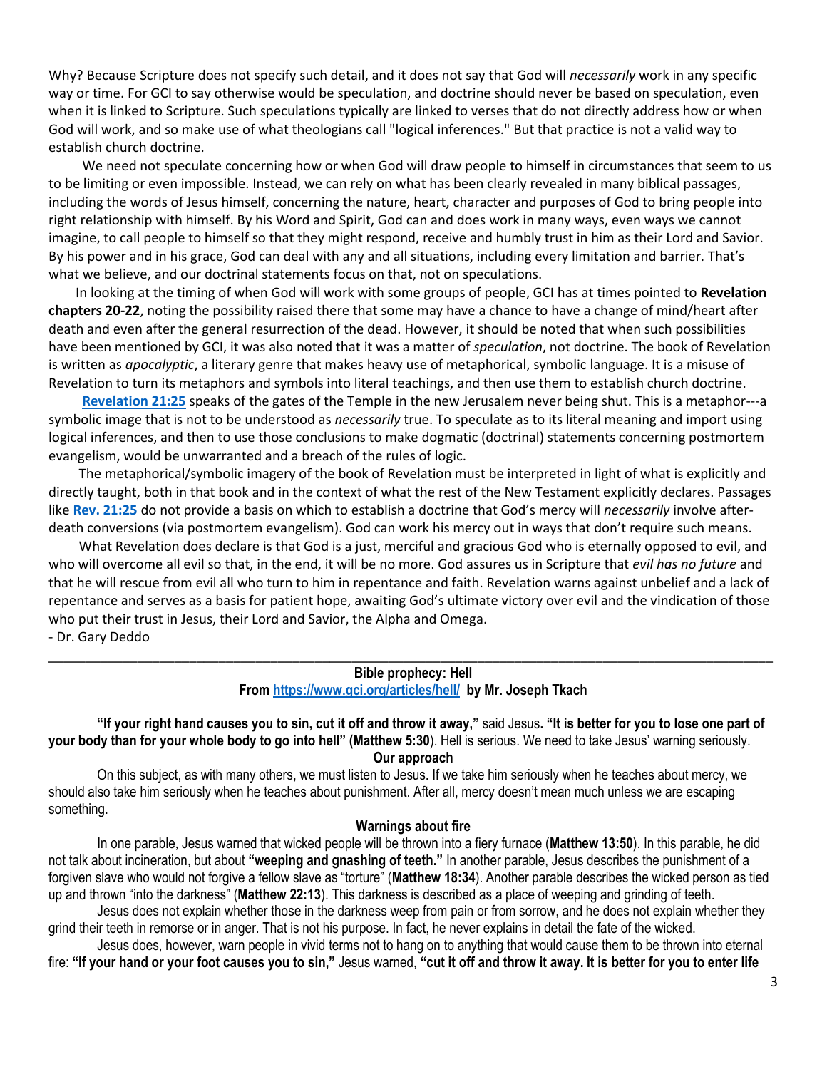Why? Because Scripture does not specify such detail, and it does not say that God will *necessarily* work in any specific way or time. For GCI to say otherwise would be speculation, and doctrine should never be based on speculation, even when it is linked to Scripture. Such speculations typically are linked to verses that do not directly address how or when God will work, and so make use of what theologians call "logical inferences." But that practice is not a valid way to establish church doctrine.

We need not speculate concerning how or when God will draw people to himself in circumstances that seem to us to be limiting or even impossible. Instead, we can rely on what has been clearly revealed in many biblical passages, including the words of Jesus himself, concerning the nature, heart, character and purposes of God to bring people into right relationship with himself. By his Word and Spirit, God can and does work in many ways, even ways we cannot imagine, to call people to himself so that they might respond, receive and humbly trust in him as their Lord and Savior. By his power and in his grace, God can deal with any and all situations, including every limitation and barrier. That's what we believe, and our doctrinal statements focus on that, not on speculations.

In looking at the timing of when God will work with some groups of people, GCI has at times pointed to **Revelation chapters 20-22**, noting the possibility raised there that some may have a chance to have a change of mind/heart after death and even after the general resurrection of the dead. However, it should be noted that when such possibilities have been mentioned by GCI, it was also noted that it was a matter of *speculation*, not doctrine. The book of Revelation is written as *apocalyptic*, a literary genre that makes heavy use of metaphorical, symbolic language. It is a misuse of Revelation to turn its metaphors and symbols into literal teachings, and then use them to establish church doctrine.

**Revelation 21:25** speaks of the gates of the Temple in the new Jerusalem never being shut. This is a metaphor---a symbolic image that is not to be understood as *necessarily* true. To speculate as to its literal meaning and import using logical inferences, and then to use those conclusions to make dogmatic (doctrinal) statements concerning postmortem evangelism, would be unwarranted and a breach of the rules of logic.

The metaphorical/symbolic imagery of the book of Revelation must be interpreted in light of what is explicitly and directly taught, both in that book and in the context of what the rest of the New Testament explicitly declares. Passages like **Rev. 21:25** do not provide a basis on which to establish a doctrine that God's mercy will *necessarily* involve after-death conversions (via postmortem evangelism). God can work his mercy out in ways that don't require such means.

What Revelation does declare is that God is a just, merciful and gracious God who is eternally opposed to evil, and who will overcome all evil so that, in the end, it will be no more. God assures us in Scripture that *evil has no future* and that he will rescue from evil all who turn to him in repentance and faith. Revelation warns against unbelief and a lack of repentance and serves as a basis for patient hope, awaiting God's ultimate victory over evil and the vindication of those who put their trust in Jesus, their Lord and Savior, the Alpha and Omega.

- Dr. Gary Deddo

---

**Bible prophecy: Hell**
**From https://www.gci.org/articles/hell/ by Mr. Joseph Tkach**

**"If your right hand causes you to sin, cut it off and throw it away,"** said Jesus**. "It is better for you to lose one part of your body than for your whole body to go into hell" (Matthew 5:30**). Hell is serious. We need to take Jesus' warning seriously.

**Our approach**

On this subject, as with many others, we must listen to Jesus. If we take him seriously when he teaches about mercy, we should also take him seriously when he teaches about punishment. After all, mercy doesn't mean much unless we are escaping something.

**Warnings about fire**

In one parable, Jesus warned that wicked people will be thrown into a fiery furnace (**Matthew 13:50**). In this parable, he did not talk about incineration, but about **"weeping and gnashing of teeth."** In another parable, Jesus describes the punishment of a forgiven slave who would not forgive a fellow slave as "torture" (**Matthew 18:34**). Another parable describes the wicked person as tied up and thrown "into the darkness" (**Matthew 22:13**). This darkness is described as a place of weeping and grinding of teeth.

Jesus does not explain whether those in the darkness weep from pain or from sorrow, and he does not explain whether they grind their teeth in remorse or in anger. That is not his purpose. In fact, he never explains in detail the fate of the wicked.

Jesus does, however, warn people in vivid terms not to hang on to anything that would cause them to be thrown into eternal fire: **"If your hand or your foot causes you to sin,"** Jesus warned, **"cut it off and throw it away. It is better for you to enter life**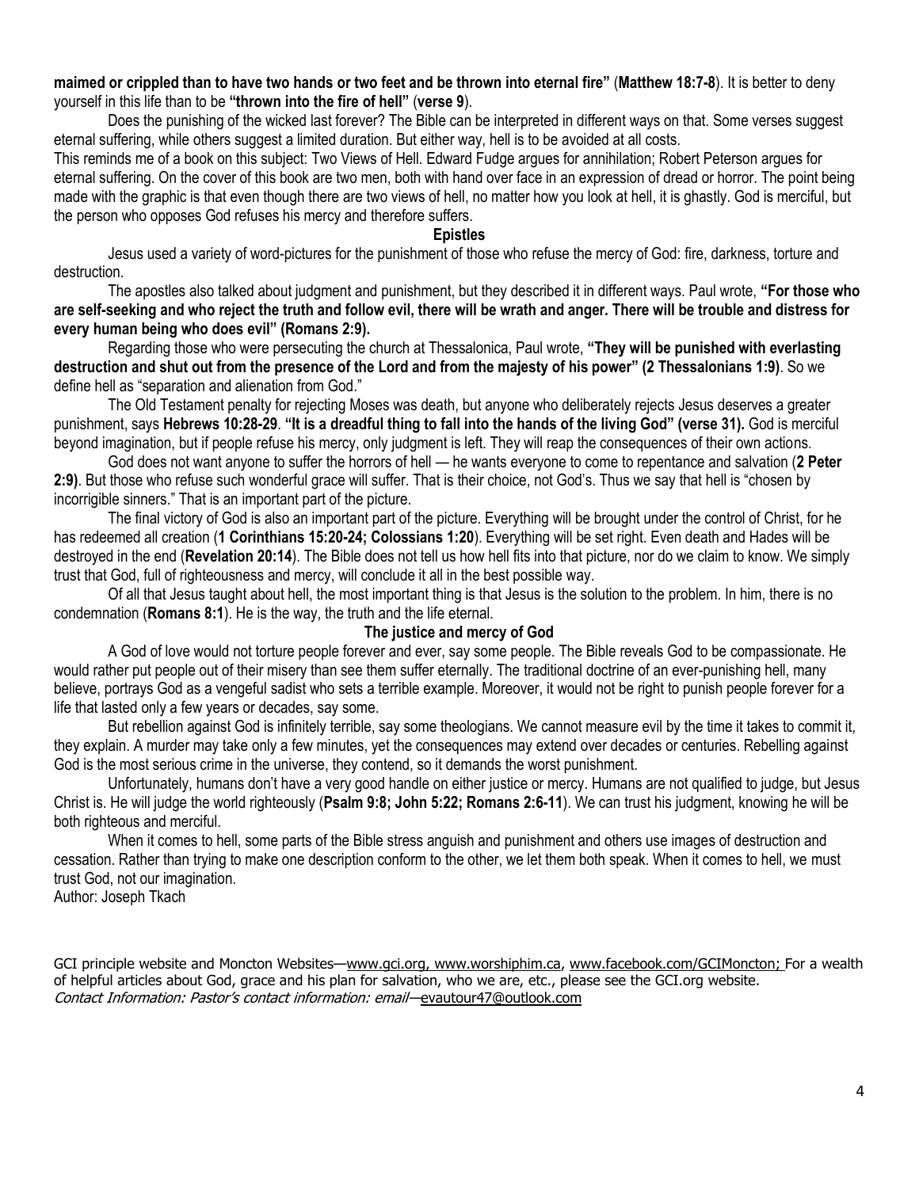**maimed or crippled than to have two hands or two feet and be thrown into eternal fire"** (**Matthew 18:7-8**). It is better to deny yourself in this life than to be **"thrown into the fire of hell"** (**verse 9**).

Does the punishing of the wicked last forever? The Bible can be interpreted in different ways on that. Some verses suggest eternal suffering, while others suggest a limited duration. But either way, hell is to be avoided at all costs.

This reminds me of a book on this subject: Two Views of Hell. Edward Fudge argues for annihilation; Robert Peterson argues for eternal suffering. On the cover of this book are two men, both with hand over face in an expression of dread or horror. The point being made with the graphic is that even though there are two views of hell, no matter how you look at hell, it is ghastly. God is merciful, but the person who opposes God refuses his mercy and therefore suffers.

### Epistles

Jesus used a variety of word-pictures for the punishment of those who refuse the mercy of God: fire, darkness, torture and destruction.

The apostles also talked about judgment and punishment, but they described it in different ways. Paul wrote, **"For those who are self-seeking and who reject the truth and follow evil, there will be wrath and anger. There will be trouble and distress for every human being who does evil" (Romans 2:9).**

Regarding those who were persecuting the church at Thessalonica, Paul wrote, **"They will be punished with everlasting destruction and shut out from the presence of the Lord and from the majesty of his power" (2 Thessalonians 1:9)**. So we define hell as "separation and alienation from God."

The Old Testament penalty for rejecting Moses was death, but anyone who deliberately rejects Jesus deserves a greater punishment, says **Hebrews 10:28-29**. **"It is a dreadful thing to fall into the hands of the living God" (verse 31).** God is merciful beyond imagination, but if people refuse his mercy, only judgment is left. They will reap the consequences of their own actions.

God does not want anyone to suffer the horrors of hell — he wants everyone to come to repentance and salvation (**2 Peter 2:9)**. But those who refuse such wonderful grace will suffer. That is their choice, not God's. Thus we say that hell is "chosen by incorrigible sinners." That is an important part of the picture.

The final victory of God is also an important part of the picture. Everything will be brought under the control of Christ, for he has redeemed all creation (**1 Corinthians 15:20-24; Colossians 1:20**). Everything will be set right. Even death and Hades will be destroyed in the end (**Revelation 20:14**). The Bible does not tell us how hell fits into that picture, nor do we claim to know. We simply trust that God, full of righteousness and mercy, will conclude it all in the best possible way.

Of all that Jesus taught about hell, the most important thing is that Jesus is the solution to the problem. In him, there is no condemnation (**Romans 8:1**). He is the way, the truth and the life eternal.

### The justice and mercy of God

A God of love would not torture people forever and ever, say some people. The Bible reveals God to be compassionate. He would rather put people out of their misery than see them suffer eternally. The traditional doctrine of an ever-punishing hell, many believe, portrays God as a vengeful sadist who sets a terrible example. Moreover, it would not be right to punish people forever for a life that lasted only a few years or decades, say some.

But rebellion against God is infinitely terrible, say some theologians. We cannot measure evil by the time it takes to commit it, they explain. A murder may take only a few minutes, yet the consequences may extend over decades or centuries. Rebelling against God is the most serious crime in the universe, they contend, so it demands the worst punishment.

Unfortunately, humans don't have a very good handle on either justice or mercy. Humans are not qualified to judge, but Jesus Christ is. He will judge the world righteously (**Psalm 9:8; John 5:22; Romans 2:6-11**). We can trust his judgment, knowing he will be both righteous and merciful.

When it comes to hell, some parts of the Bible stress anguish and punishment and others use images of destruction and cessation. Rather than trying to make one description conform to the other, we let them both speak. When it comes to hell, we must trust God, not our imagination.

Author: Joseph Tkach

GCI principle website and Moncton Websites—www.gci.org, www.worshiphim.ca, www.facebook.com/GCIMoncton; For a wealth of helpful articles about God, grace and his plan for salvation, who we are, etc., please see the GCI.org website.

*Contact Information: Pastor's contact information: email*—evautour47@outlook.com